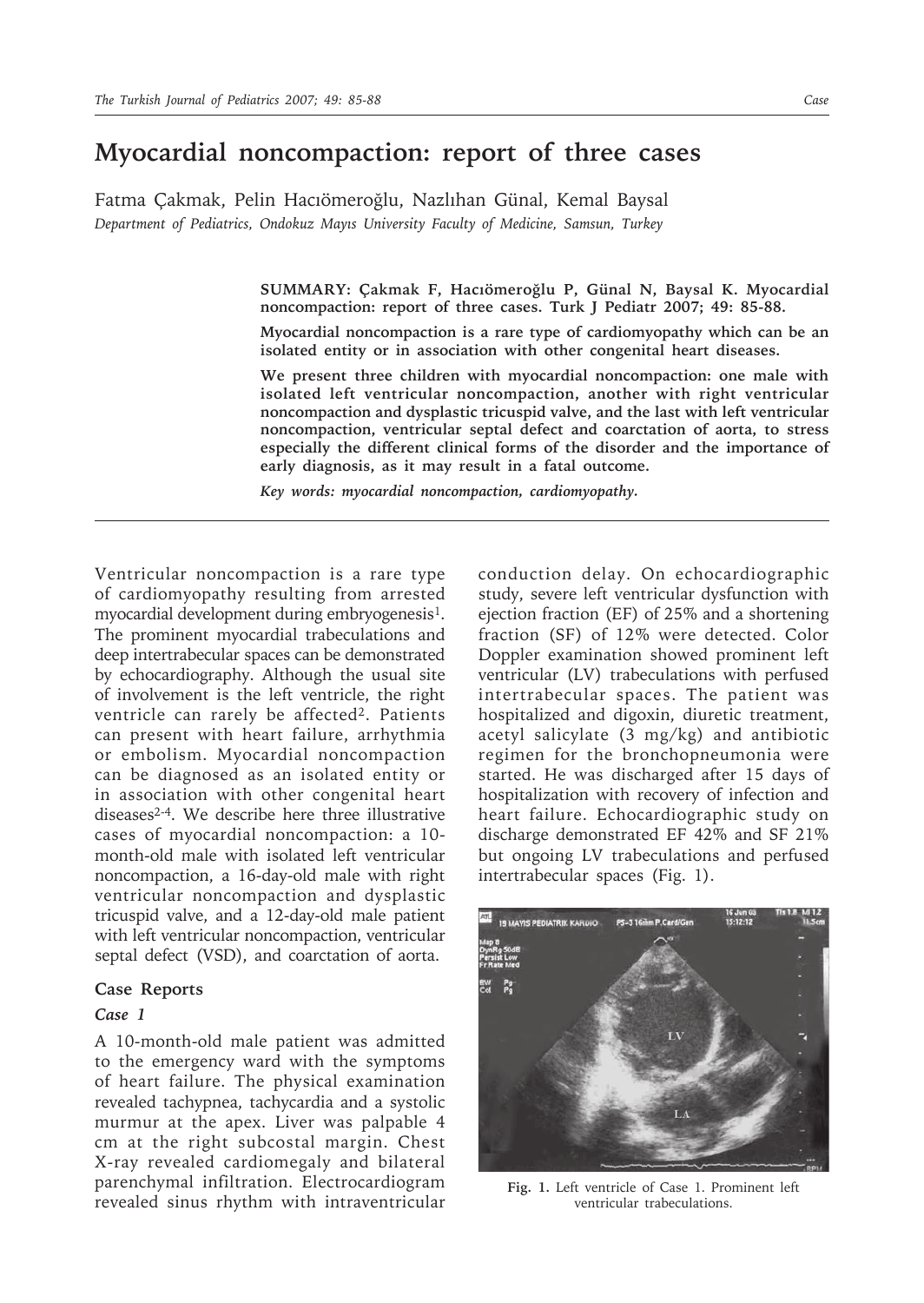# Myocardial noncompaction: report of three cases

Fatma Çakmak, Pelin Hacıömeroğlu, Nazlıhan Günal, Kemal Baysal

*Department of Pediatrics, Ondokuz Mayıs University Faculty of Medicine, Samsun, Turkey*

**SUMMARY: Çakmak F, Hacıömeroğlu P, Günal N, Baysal K. Myocardial noncompaction: report of three cases. Turk J Pediatr 2007; 49: 85-88.**

**Myocardial noncompaction is a rare type of cardiomyopathy which can be an isolated entity or in association with other congenital heart diseases.**

**We present three children with myocardial noncompaction: one male with isolated left ventricular noncompaction, another with right ventricular noncompaction and dysplastic tricuspid valve, and the last with left ventricular noncompaction, ventricular septal defect and coarctation of aorta, to stress especially the different clinical forms of the disorder and the importance of early diagnosis, as it may result in a fatal outcome.**

***Key words: myocardial noncompaction, cardiomyopathy.***

Ventricular noncompaction is a rare type of cardiomyopathy resulting from arrested myocardial development during embryogenesis[1]. The prominent myocardial trabeculations and deep intertrabecular spaces can be demonstrated by echocardiography. Although the usual site of involvement is the left ventricle, the right ventricle can rarely be affected[2]. Patients can present with heart failure, arrhythmia or embolism. Myocardial noncompaction can be diagnosed as an isolated entity or in association with other congenital heart diseases[2-4]. We describe here three illustrative cases of myocardial noncompaction: a 10-month-old male with isolated left ventricular noncompaction, a 16-day-old male with right ventricular noncompaction and dysplastic tricuspid valve, and a 12-day-old male patient with left ventricular noncompaction, ventricular septal defect (VSD), and coarctation of aorta.

## Case Reports

### *Case 1*

A 10-month-old male patient was admitted to the emergency ward with the symptoms of heart failure. The physical examination revealed tachypnea, tachycardia and a systolic murmur at the apex. Liver was palpable 4 cm at the right subcostal margin. Chest X-ray revealed cardiomegaly and bilateral parenchymal infiltration. Electrocardiogram revealed sinus rhythm with intraventricular conduction delay. On echocardiographic study, severe left ventricular dysfunction with ejection fraction (EF) of 25% and a shortening fraction (SF) of 12% were detected. Color Doppler examination showed prominent left ventricular (LV) trabeculations with perfused intertrabecular spaces. The patient was hospitalized and digoxin, diuretic treatment, acetyl salicylate (3 mg/kg) and antibiotic regimen for the bronchopneumonia were started. He was discharged after 15 days of hospitalization with recovery of infection and heart failure. Echocardiographic study on discharge demonstrated EF 42% and SF 21% but ongoing LV trabeculations and perfused intertrabecular spaces (Fig. 1).

**Fig. 1.** Left ventricle of Case 1. Prominent left ventricular trabeculations.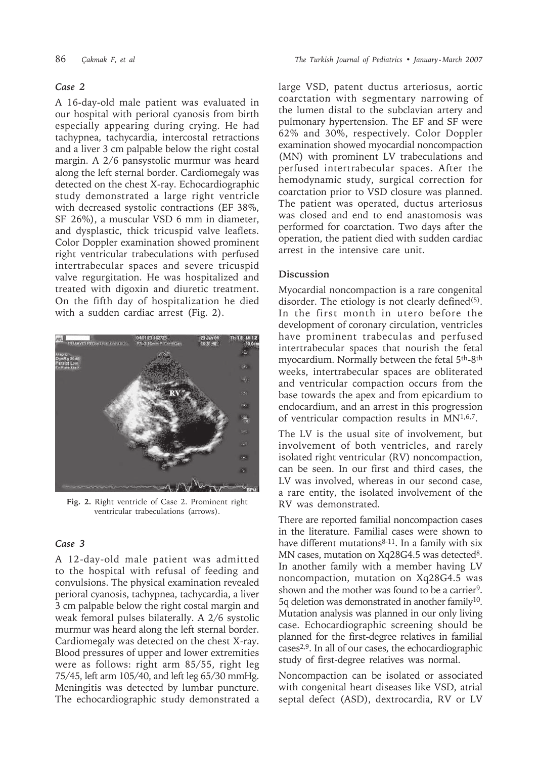### *Case 2*

A 16-day-old male patient was evaluated in our hospital with perioral cyanosis from birth especially appearing during crying. He had tachypnea, tachycardia, intercostal retractions and a liver 3 cm palpable below the right costal margin. A 2/6 pansystolic murmur was heard along the left sternal border. Cardiomegaly was detected on the chest X-ray. Echocardiographic study demonstrated a large right ventricle with decreased systolic contractions (EF 38%, SF 26%), a muscular VSD 6 mm in diameter, and dysplastic, thick tricuspid valve leaflets. Color Doppler examination showed prominent right ventricular trabeculations with perfused intertrabecular spaces and severe tricuspid valve regurgitation. He was hospitalized and treated with digoxin and diuretic treatment. On the fifth day of hospitalization he died with a sudden cardiac arrest (Fig. 2).

**Fig. 2.** Right ventricle of Case 2. Prominent right ventricular trabeculations (arrows).

### *Case 3*

A 12-day-old male patient was admitted to the hospital with refusal of feeding and convulsions. The physical examination revealed perioral cyanosis, tachypnea, tachycardia, a liver 3 cm palpable below the right costal margin and weak femoral pulses bilaterally. A 2/6 systolic murmur was heard along the left sternal border. Cardiomegaly was detected on the chest X-ray. Blood pressures of upper and lower extremities were as follows: right arm 85/55, right leg 75/45, left arm 105/40, and left leg 65/30 mmHg. Meningitis was detected by lumbar puncture. The echocardiographic study demonstrated a large VSD, patent ductus arteriosus, aortic coarctation with segmentary narrowing of the lumen distal to the subclavian artery and pulmonary hypertension. The EF and SF were 62% and 30%, respectively. Color Doppler examination showed myocardial noncompaction (MN) with prominent LV trabeculations and perfused intertrabecular spaces. After the hemodynamic study, surgical correction for coarctation prior to VSD closure was planned. The patient was operated, ductus arteriosus was closed and end to end anastomosis was performed for coarctation. Two days after the operation, the patient died with sudden cardiac arrest in the intensive care unit.

## Discussion

Myocardial noncompaction is a rare congenital disorder. The etiology is not clearly defined[5]. In the first month in utero before the development of coronary circulation, ventricles have prominent trabeculas and perfused intertrabecular spaces that nourish the fetal myocardium. Normally between the fetal 5th-8th weeks, intertrabecular spaces are obliterated and ventricular compaction occurs from the base towards the apex and from epicardium to endocardium, and an arrest in this progression of ventricular compaction results in MN[1,6,7].

The LV is the usual site of involvement, but involvement of both ventricles, and rarely isolated right ventricular (RV) noncompaction, can be seen. In our first and third cases, the LV was involved, whereas in our second case, a rare entity, the isolated involvement of the RV was demonstrated.

There are reported familial noncompaction cases in the literature. Familial cases were shown to have different mutations[8-11]. In a family with six MN cases, mutation on Xq28G4.5 was detected[8]. In another family with a member having LV noncompaction, mutation on Xq28G4.5 was shown and the mother was found to be a carrier[9]. 5q deletion was demonstrated in another family[10]. Mutation analysis was planned in our only living case. Echocardiographic screening should be planned for the first-degree relatives in familial cases[2,9]. In all of our cases, the echocardiographic study of first-degree relatives was normal.

Noncompaction can be isolated or associated with congenital heart diseases like VSD, atrial septal defect (ASD), dextrocardia, RV or LV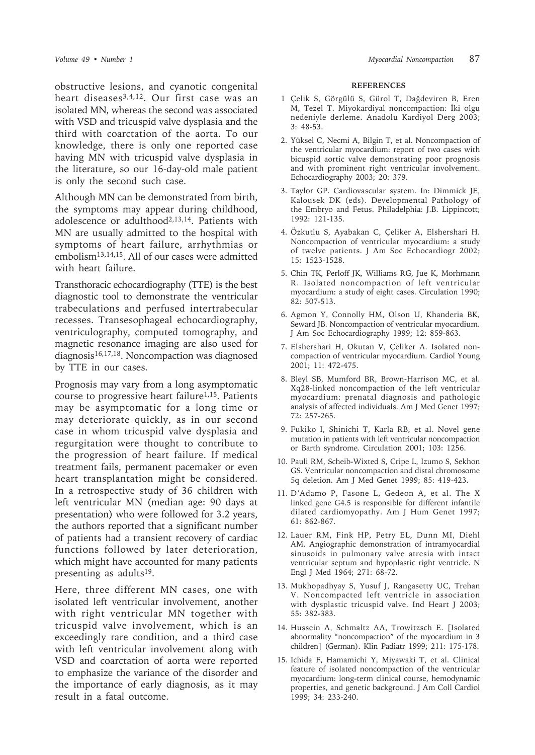obstructive lesions, and cyanotic congenital heart diseases[3,4,12]. Our first case was an isolated MN, whereas the second was associated with VSD and tricuspid valve dysplasia and the third with coarctation of the aorta. To our knowledge, there is only one reported case having MN with tricuspid valve dysplasia in the literature, so our 16-day-old male patient is only the second such case.

Although MN can be demonstrated from birth, the symptoms may appear during childhood, adolescence or adulthood[2,13,14]. Patients with MN are usually admitted to the hospital with symptoms of heart failure, arrhythmias or embolism[13,14,15]. All of our cases were admitted with heart failure.

Transthoracic echocardiography (TTE) is the best diagnostic tool to demonstrate the ventricular trabeculations and perfused intertrabecular recesses. Transesophageal echocardiography, ventriculography, computed tomography, and magnetic resonance imaging are also used for diagnosis[16,17,18]. Noncompaction was diagnosed by TTE in our cases.

Prognosis may vary from a long asymptomatic course to progressive heart failure[1,15]. Patients may be asymptomatic for a long time or may deteriorate quickly, as in our second case in whom tricuspid valve dysplasia and regurgitation were thought to contribute to the progression of heart failure. If medical treatment fails, permanent pacemaker or even heart transplantation might be considered. In a retrospective study of 36 children with left ventricular MN (median age: 90 days at presentation) who were followed for 3.2 years, the authors reported that a significant number of patients had a transient recovery of cardiac functions followed by later deterioration, which might have accounted for many patients presenting as adults[19].

Here, three different MN cases, one with isolated left ventricular involvement, another with right ventricular MN together with tricuspid valve involvement, which is an exceedingly rare condition, and a third case with left ventricular involvement along with VSD and coarctation of aorta were reported to emphasize the variance of the disorder and the importance of early diagnosis, as it may result in a fatal outcome.

## REFERENCES

1 Çelik S, Görgülü S, Gürol T, Dağdeviren B, Eren M, Tezel T. Miyokardiyal noncompaction: İki olgu nedeniyle derleme. Anadolu Kardiyol Derg 2003; 3: 48-53.

2. Yüksel C, Necmi A, Bilgin T, et al. Noncompaction of the ventricular myocardium: report of two cases with bicuspid aortic valve demonstrating poor prognosis and with prominent right ventricular involvement. Echocardiography 2003; 20: 379.

3. Taylor GP. Cardiovascular system. In: Dimmick JE, Kalousek DK (eds). Developmental Pathology of the Embryo and Fetus. Philadelphia: J.B. Lippincott; 1992: 121-135.

4. Özkutlu S, Ayabakan C, Çeliker A, Elshershari H. Noncompaction of ventricular myocardium: a study of twelve patients. J Am Soc Echocardiogr 2002; 15: 1523-1528.

5. Chin TK, Perloff JK, Williams RG, Jue K, Morhmann R. Isolated noncompaction of left ventricular myocardium: a study of eight cases. Circulation 1990; 82: 507-513.

6. Agmon Y, Connolly HM, Olson U, Khanderia BK, Seward JB. Noncompaction of ventricular myocardium. J Am Soc Echocardiography 1999; 12: 859-863.

7. Elshershari H, Okutan V, Çeliker A. Isolated non-compaction of ventricular myocardium. Cardiol Young 2001; 11: 472-475.

8. Bleyl SB, Mumford BR, Brown-Harrison MC, et al. Xq28-linked noncompaction of the left ventricular myocardium: prenatal diagnosis and pathologic analysis of affected individuals. Am J Med Genet 1997; 72: 257-265.

9. Fukiko I, Shinichi T, Karla RB, et al. Novel gene mutation in patients with left ventricular noncompaction or Barth syndrome. Circulation 2001; 103: 1256.

10. Pauli RM, Scheib-Wixted S, Cripe L, Izumo S, Sekhon GS. Ventricular noncompaction and distal chromosome 5q deletion. Am J Med Genet 1999; 85: 419-423.

11. D'Adamo P, Fasone L, Gedeon A, et al. The X linked gene G4.5 is responsible for different infantile dilated cardiomyopathy. Am J Hum Genet 1997; 61: 862-867.

12. Lauer RM, Fink HP, Petry EL, Dunn MI, Diehl AM. Angiographic demonstration of intramyocardial sinusoids in pulmonary valve atresia with intact ventricular septum and hypoplastic right ventricle. N Engl J Med 1964; 271: 68-72.

13. Mukhopadhyay S, Yusuf J, Rangasetty UC, Trehan V. Noncompacted left ventricle in association with dysplastic tricuspid valve. Ind Heart J 2003; 55: 382-383.

14. Hussein A, Schmaltz AA, Trowitzsch E. [Isolated abnormality "noncompaction" of the myocardium in 3 children] (German). Klin Padiatr 1999; 211: 175-178.

15. Ichida F, Hamamichi Y, Miyawaki T, et al. Clinical feature of isolated noncompaction of the ventricular myocardium: long-term clinical course, hemodynamic properties, and genetic background. J Am Coll Cardiol 1999; 34: 233-240.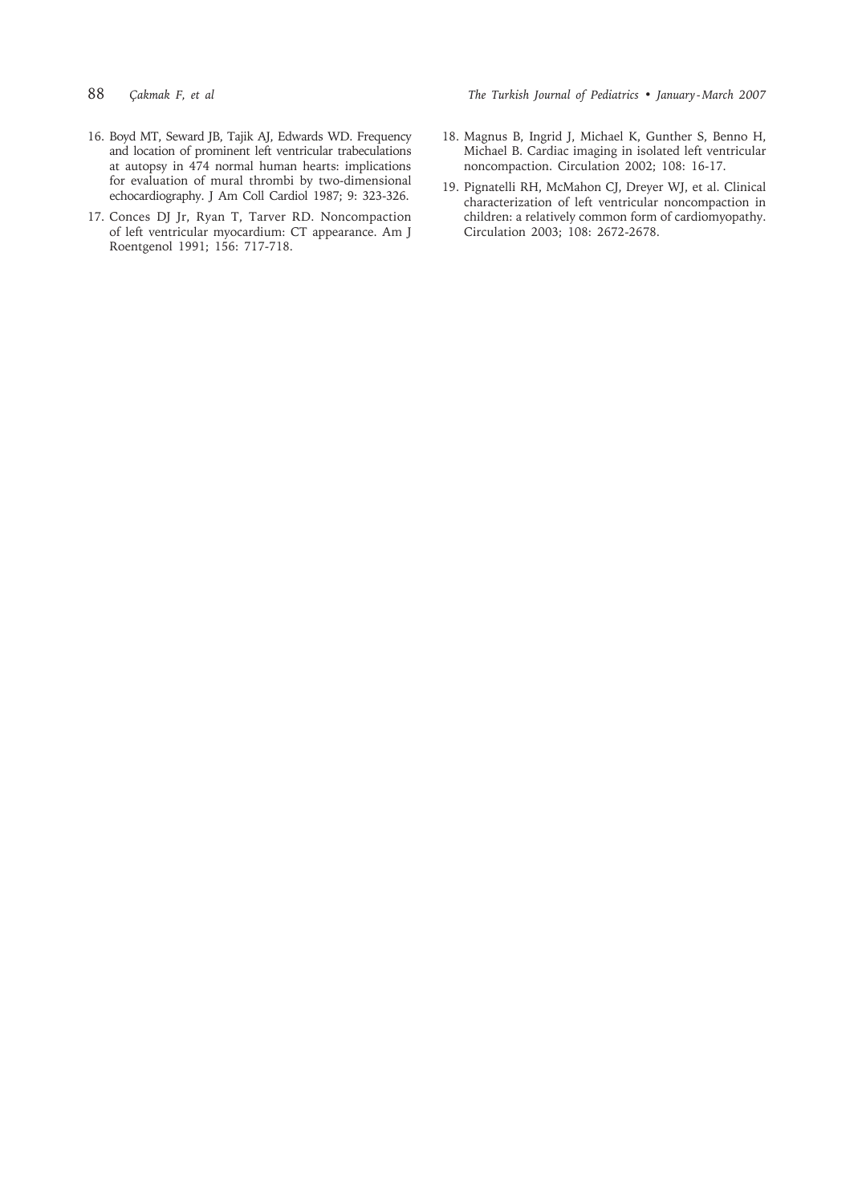16. Boyd MT, Seward JB, Tajik AJ, Edwards WD. Frequency and location of prominent left ventricular trabeculations at autopsy in 474 normal human hearts: implications for evaluation of mural thrombi by two-dimensional echocardiography. J Am Coll Cardiol 1987; 9: 323-326.
17. Conces DJ Jr, Ryan T, Tarver RD. Noncompaction of left ventricular myocardium: CT appearance. Am J Roentgenol 1991; 156: 717-718.
18. Magnus B, Ingrid J, Michael K, Gunther S, Benno H, Michael B. Cardiac imaging in isolated left ventricular noncompaction. Circulation 2002; 108: 16-17.
19. Pignatelli RH, McMahon CJ, Dreyer WJ, et al. Clinical characterization of left ventricular noncompaction in children: a relatively common form of cardiomyopathy. Circulation 2003; 108: 2672-2678.